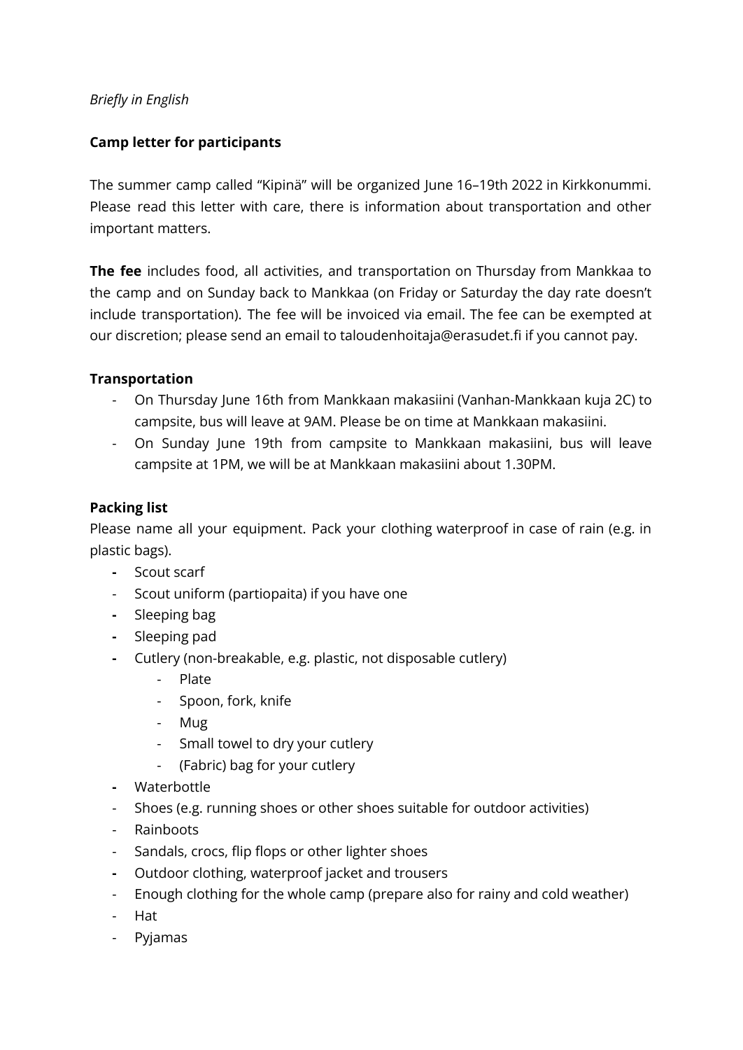*Briefly in English*

**Camp letter for participants**

The summer camp called "Kipinä" will be organized June 16–19th 2022 in Kirkkonummi. Please read this letter with care, there is information about transportation and other important matters.

**The fee** includes food, all activities, and transportation on Thursday from Mankkaa to the camp and on Sunday back to Mankkaa (on Friday or Saturday the day rate doesn't include transportation). The fee will be invoiced via email. The fee can be exempted at our discretion; please send an email to taloudenhoitaja@erasudet.fi if you cannot pay.

**Transportation**

- On Thursday June 16th from Mankkaan makasiini (Vanhan-Mankkaan kuja 2C) to campsite, bus will leave at 9AM. Please be on time at Mankkaan makasiini.
- On Sunday June 19th from campsite to Mankkaan makasiini, bus will leave campsite at 1PM, we will be at Mankkaan makasiini about 1.30PM.

**Packing list**

Please name all your equipment. Pack your clothing waterproof in case of rain (e.g. in plastic bags).

- Scout scarf
- Scout uniform (partiopaita) if you have one
- Sleeping bag
- Sleeping pad
- Cutlery (non-breakable, e.g. plastic, not disposable cutlery)
    - Plate
    - Spoon, fork, knife
    - Mug
    - Small towel to dry your cutlery
    - (Fabric) bag for your cutlery
- Waterbottle
- Shoes (e.g. running shoes or other shoes suitable for outdoor activities)
- Rainboots
- Sandals, crocs, flip flops or other lighter shoes
- Outdoor clothing, waterproof jacket and trousers
- Enough clothing for the whole camp (prepare also for rainy and cold weather)
- Hat
- Pyjamas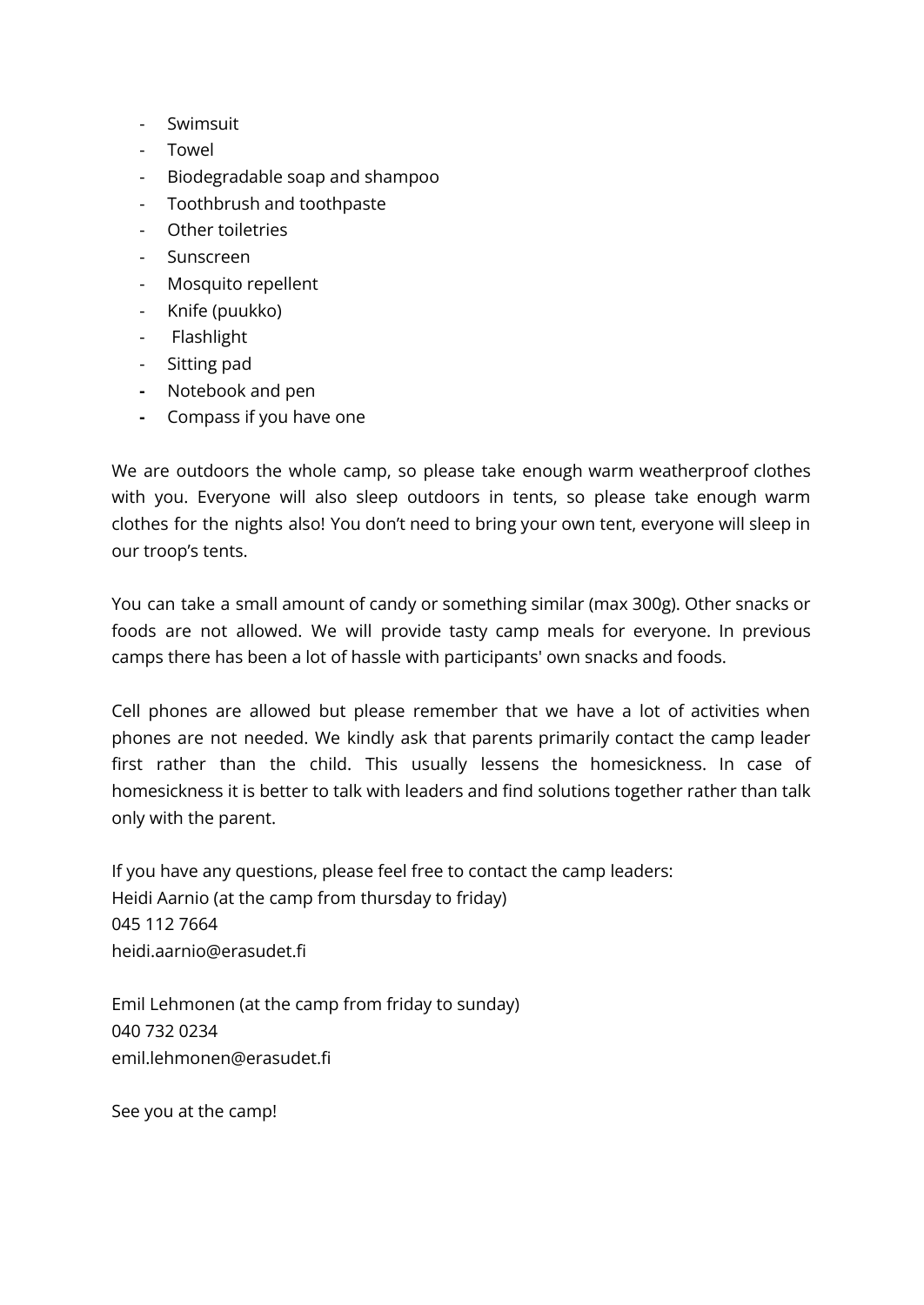- Swimsuit
- Towel
- Biodegradable soap and shampoo
- Toothbrush and toothpaste
- Other toiletries
- Sunscreen
- Mosquito repellent
- Knife (puukko)
- Flashlight
- Sitting pad
- Notebook and pen
- Compass if you have one

We are outdoors the whole camp, so please take enough warm weatherproof clothes with you. Everyone will also sleep outdoors in tents, so please take enough warm clothes for the nights also! You don't need to bring your own tent, everyone will sleep in our troop's tents.

You can take a small amount of candy or something similar (max 300g). Other snacks or foods are not allowed. We will provide tasty camp meals for everyone. In previous camps there has been a lot of hassle with participants' own snacks and foods.

Cell phones are allowed but please remember that we have a lot of activities when phones are not needed. We kindly ask that parents primarily contact the camp leader first rather than the child. This usually lessens the homesickness. In case of homesickness it is better to talk with leaders and find solutions together rather than talk only with the parent.

If you have any questions, please feel free to contact the camp leaders:
Heidi Aarnio (at the camp from thursday to friday)
045 112 7664
heidi.aarnio@erasudet.fi

Emil Lehmonen (at the camp from friday to sunday)
040 732 0234
emil.lehmonen@erasudet.fi

See you at the camp!